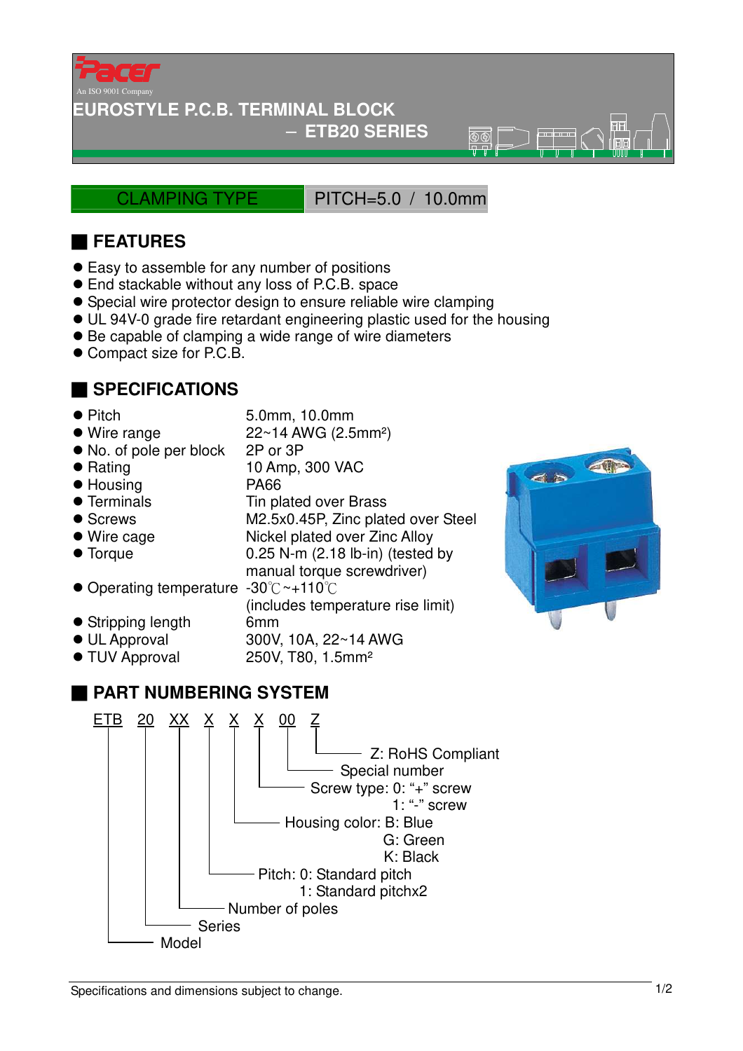Pacer

An ISO 9001 Company

# EUROSTYLE P.C.B. TERMINAL BLOCK
## – ETB20 SERIES

CLAMPING TYPE | PITCH=5.0 / 10.0mm

## FEATURES

- Easy to assemble for any number of positions
- End stackable without any loss of P.C.B. space
- Special wire protector design to ensure reliable wire clamping
- UL 94V-0 grade fire retardant engineering plastic used for the housing
- Be capable of clamping a wide range of wire diameters
- Compact size for P.C.B.

## SPECIFICATIONS

- Pitch: 5.0mm, 10.0mm
- Wire range: 22~14 AWG (2.5mm²)
- No. of pole per block: 2P or 3P
- Rating: 10 Amp, 300 VAC
- Housing: PA66
- Terminals: Tin plated over Brass
- Screws: M2.5x0.45P, Zinc plated over Steel
- Wire cage: Nickel plated over Zinc Alloy
- Torque: 0.25 N-m (2.18 lb-in) (tested by manual torque screwdriver)
- Operating temperature: -30℃~+110℃ (includes temperature rise limit)
- Stripping length: 6mm
- UL Approval: 300V, 10A, 22~14 AWG
- TUV Approval: 250V, T80, 1.5mm²

## PART NUMBERING SYSTEM

ETB 20 XX X X X 00 Z

- Z: RoHS Compliant
- 00: Special number
- X: Screw type: 0: "+" screw
  1: "-" screw
- X: Housing color: B: Blue
  G: Green
  K: Black
- X: Pitch: 0: Standard pitch
  1: Standard pitchx2
- XX: Number of poles
- 20: Series
- ETB: Model

Specifications and dimensions subject to change.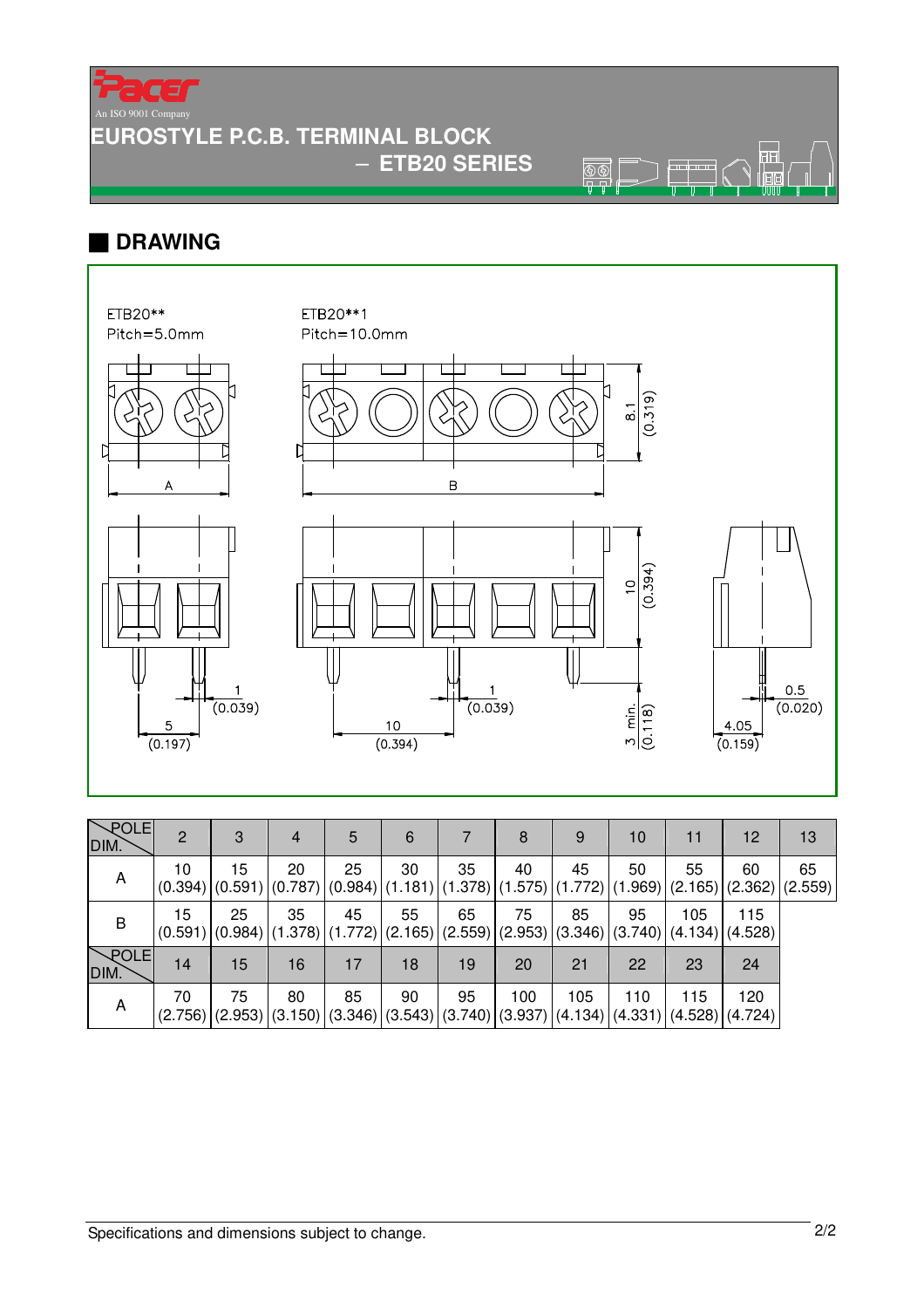Pacer
An ISO 9001 Company

# EUROSTYLE P.C.B. TERMINAL BLOCK
## – ETB20 SERIES

## DRAWING

ETB20**
Pitch=5.0mm

ETB20**1
Pitch=10.0mm

A

B

8.1
(0.319)

10
(0.394)

1
(0.039)

5
(0.197)

1
(0.039)

10
(0.394)

3 min.
(0.118)

0.5
(0.020)

4.05
(0.159)

| POLE / DIM. | 2 | 3 | 4 | 5 | 6 | 7 | 8 | 9 | 10 | 11 | 12 | 13 |
|---|---|---|---|---|---|---|---|---|---|---|---|---|
| A | 10 (0.394) | 15 (0.591) | 20 (0.787) | 25 (0.984) | 30 (1.181) | 35 (1.378) | 40 (1.575) | 45 (1.772) | 50 (1.969) | 55 (2.165) | 60 (2.362) | 65 (2.559) |
| B | 15 (0.591) | 25 (0.984) | 35 (1.378) | 45 (1.772) | 55 (2.165) | 65 (2.559) | 75 (2.953) | 85 (3.346) | 95 (3.740) | 105 (4.134) | 115 (4.528) | |
| POLE / DIM. | 14 | 15 | 16 | 17 | 18 | 19 | 20 | 21 | 22 | 23 | 24 | |
| A | 70 (2.756) | 75 (2.953) | 80 (3.150) | 85 (3.346) | 90 (3.543) | 95 (3.740) | 100 (3.937) | 105 (4.134) | 110 (4.331) | 115 (4.528) | 120 (4.724) | |

Specifications and dimensions subject to change.